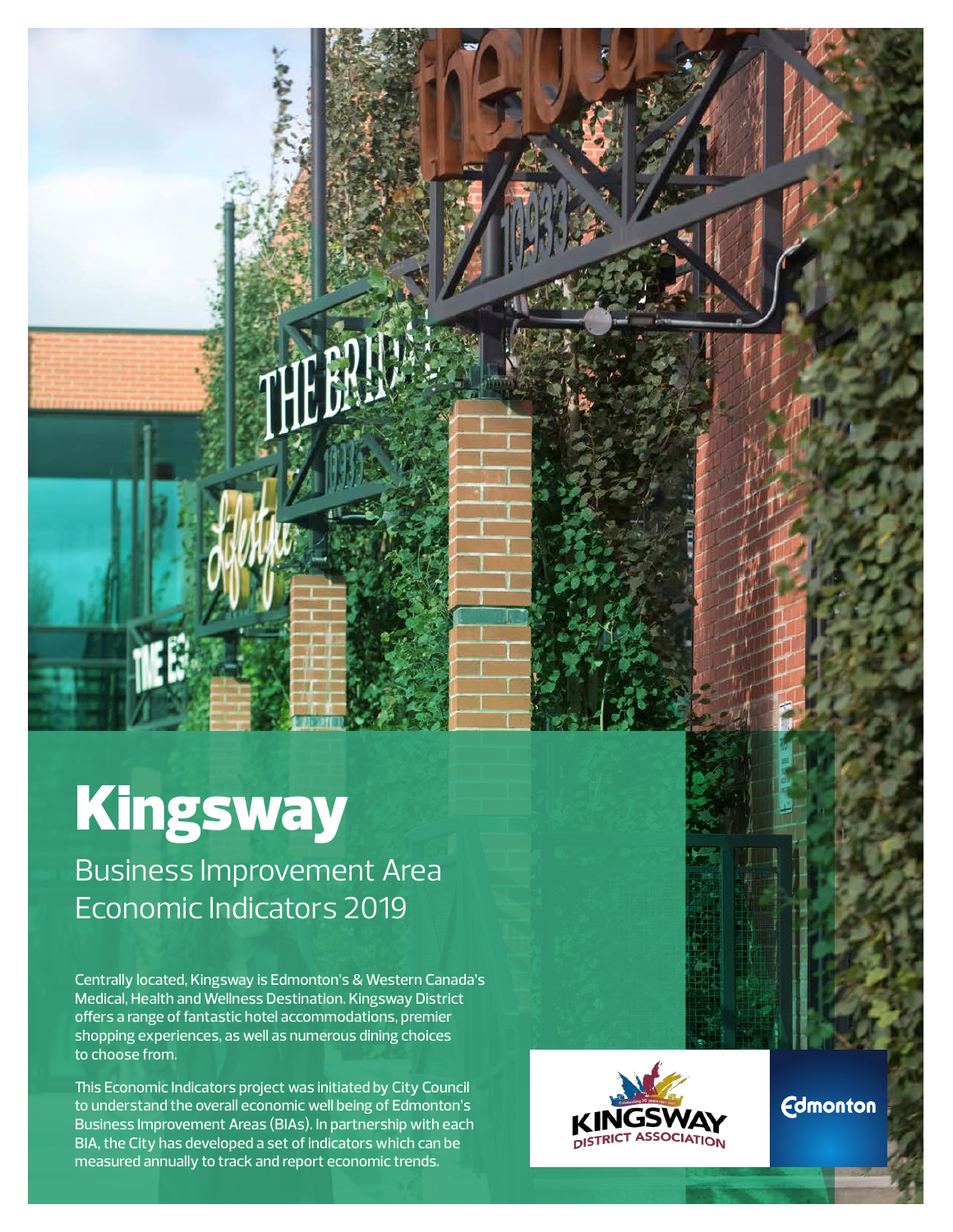# Kingsway

## Business Improvement Area Economic Indicators 2019

Centrally located, Kingsway is Edmonton's & Western Canada's Medical, Health and Wellness Destination. Kingsway District offers a range of fantastic hotel accommodations, premier shopping experiences, as well as numerous dining choices to choose from.

This Economic Indicators project was initiated by City Council to understand the overall economic well being of Edmonton's Business Improvement Areas (BIAs). In partnership with each BIA, the City has developed a set of indicators which can be measured annually to track and report economic trends.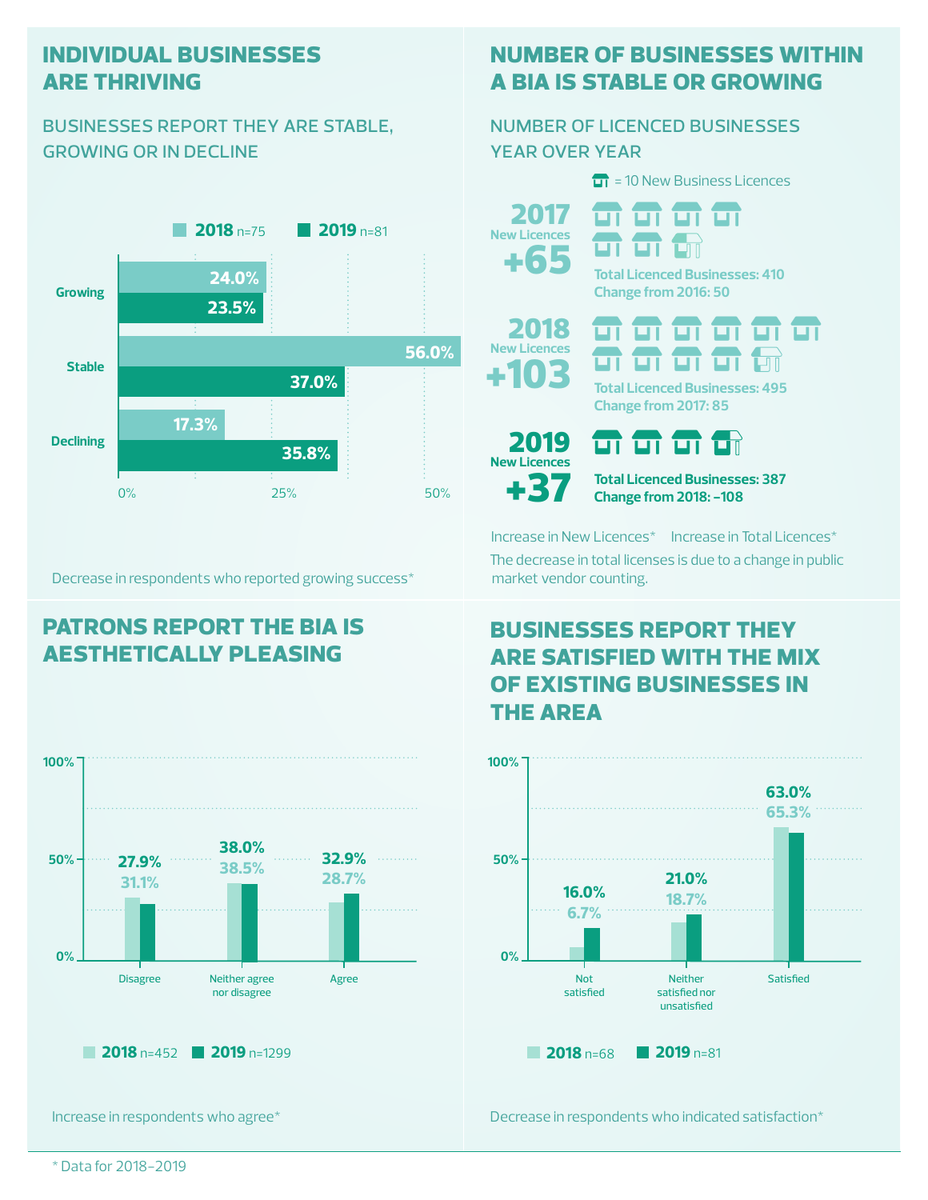## INDIVIDUAL BUSINESSES ARE THRIVING

### BUSINESSES REPORT THEY ARE STABLE, GROWING OR IN DECLINE

| | 2018 n=75 | 2019 n=81 |
|---|---|---|
| Growing | 24.0% | 23.5% |
| Stable | 56.0% | 37.0% |
| Declining | 17.3% | 35.8% |

Decrease in respondents who reported growing success*

## NUMBER OF BUSINESSES WITHIN A BIA IS STABLE OR GROWING

### NUMBER OF LICENCED BUSINESSES YEAR OVER YEAR

= 10 New Business Licences

**2017** New Licences **+65**
Total Licenced Businesses: 410
Change from 2016: 50

**2018** New Licences **+103**
Total Licenced Businesses: 495
Change from 2017: 85

**2019** New Licences **+37**
Total Licenced Businesses: 387
Change from 2018: -108

Increase in New Licences* Increase in Total Licences*

The decrease in total licenses is due to a change in public market vendor counting.

## PATRONS REPORT THE BIA IS AESTHETICALLY PLEASING

| | 2018 n=452 | 2019 n=1299 |
|---|---|---|
| Disagree | 31.1% | 27.9% |
| Neither agree nor disagree | 38.5% | 38.0% |
| Agree | 28.7% | 32.9% |

Increase in respondents who agree*

## BUSINESSES REPORT THEY ARE SATISFIED WITH THE MIX OF EXISTING BUSINESSES IN THE AREA

| | 2018 n=68 | 2019 n=81 |
|---|---|---|
| Not satisfied | 6.7% | 16.0% |
| Neither satisfied nor unsatisfied | 18.7% | 21.0% |
| Satisfied | 65.3% | 63.0% |

Decrease in respondents who indicated satisfaction*

\* Data for 2018–2019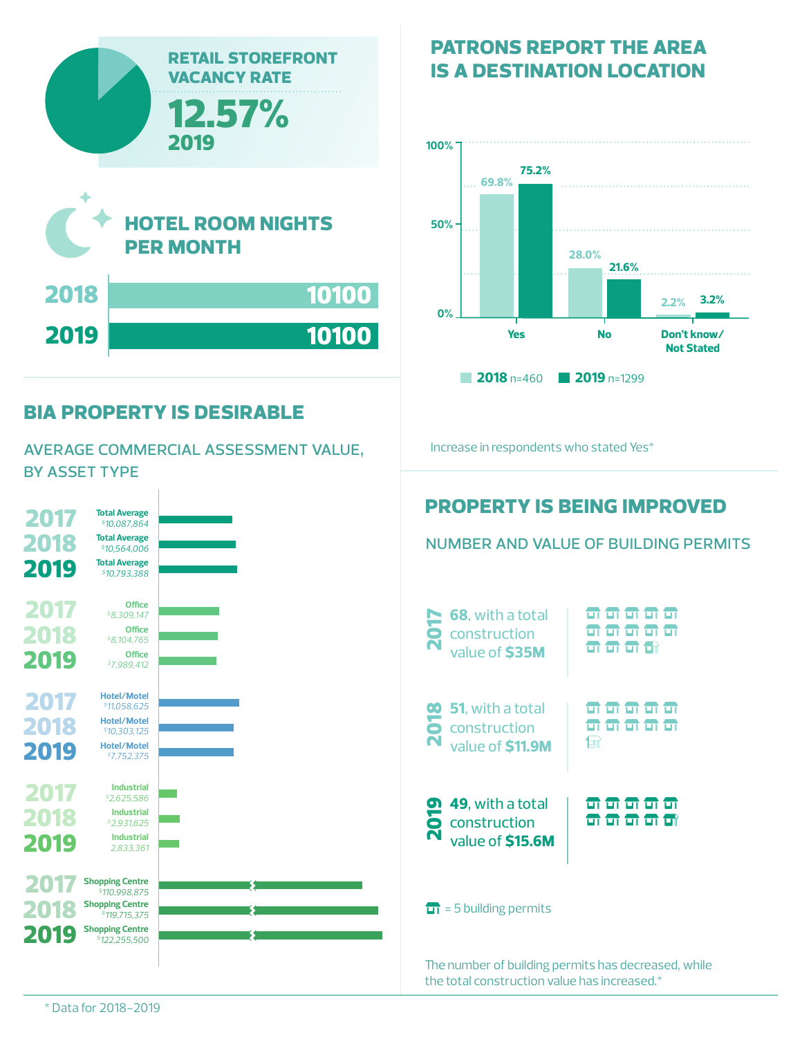## RETAIL STOREFRONT VACANCY RATE

**12.57%**
**2019**

## HOTEL ROOM NIGHTS PER MONTH

| Year | Hotel Room Nights |
|---|---|
| 2018 | 10100 |
| 2019 | 10100 |

## PATRONS REPORT THE AREA IS A DESTINATION LOCATION

| Response | 2018 n=460 | 2019 n=1299 |
|---|---|---|
| Yes | 69.8% | 75.2% |
| No | 28.0% | 21.6% |
| Don't know/ Not Stated | 2.2% | 3.2% |

Increase in respondents who stated Yes*

## BIA PROPERTY IS DESIRABLE

AVERAGE COMMERCIAL ASSESSMENT VALUE, BY ASSET TYPE

| Asset Type | 2017 | 2018 | 2019 |
|---|---|---|---|
| Total Average | $10,087,864 | $10,564,006 | $10,793,388 |
| Office | $8,309,147 | $8,104,765 | $7,989,412 |
| Hotel/Motel | $11,058,625 | $10,303,125 | $7,752,375 |
| Industrial | $2,625,586 | $2,931,625 | 2,833,361 |
| Shopping Centre | $110,998,875 | $119,715,375 | $122,255,500 |

## PROPERTY IS BEING IMPROVED

NUMBER AND VALUE OF BUILDING PERMITS

- **2017**: **68**, with a total construction value of **$35M**
- **2018**: **51**, with a total construction value of **$11.9M**
- **2019**: **49**, with a total construction value of **$15.6M**

= 5 building permits

The number of building permits has decreased, while the total construction value has increased.*

\* Data for 2018–2019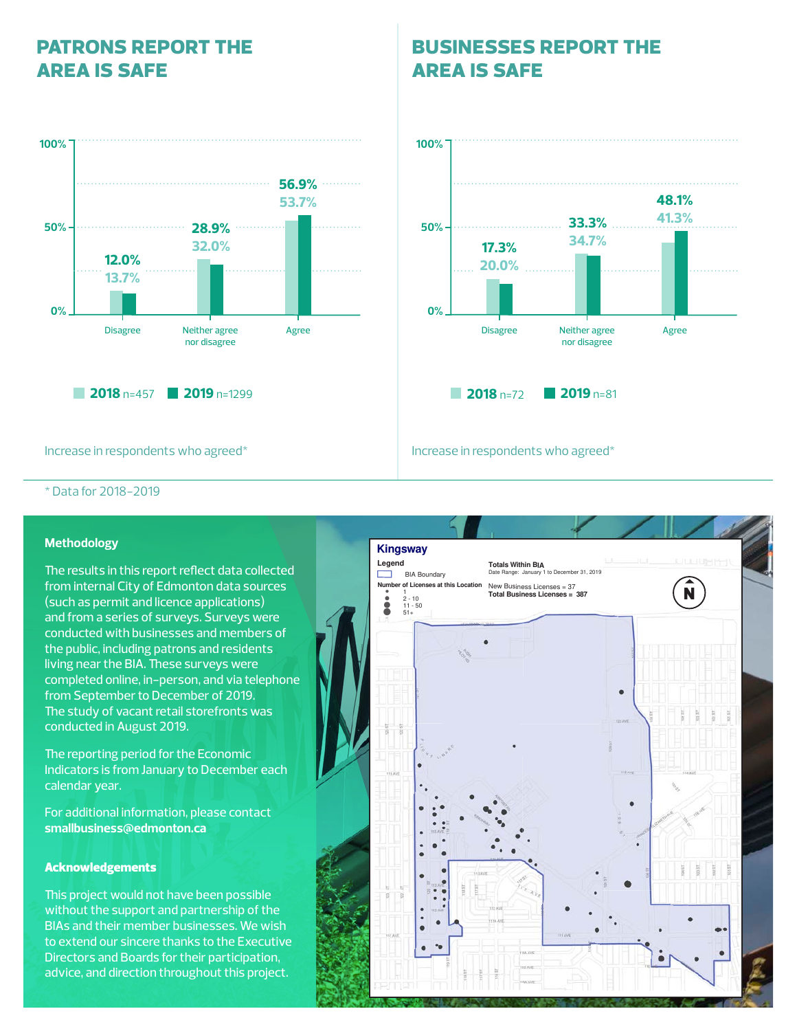## PATRONS REPORT THE AREA IS SAFE

100%
50%
0%

12.0%
13.7%
Disagree

28.9%
32.0%
Neither agree nor disagree

56.9%
53.7%
Agree

**2018** n=457 **2019** n=1299

Increase in respondents who agreed*

## BUSINESSES REPORT THE AREA IS SAFE

100%
50%
0%

17.3%
20.0%
Disagree

33.3%
34.7%
Neither agree nor disagree

48.1%
41.3%
Agree

**2018** n=72 **2019** n=81

Increase in respondents who agreed*

* Data for 2018–2019

**Methodology**

The results in this report reflect data collected from internal City of Edmonton data sources (such as permit and licence applications) and from a series of surveys. Surveys were conducted with businesses and members of the public, including patrons and residents living near the BIA. These surveys were completed online, in-person, and via telephone from September to December of 2019. The study of vacant retail storefronts was conducted in August 2019.

The reporting period for the Economic Indicators is from January to December each calendar year.

For additional information, please contact **smallbusiness@edmonton.ca**

**Acknowledgements**

This project would not have been possible without the support and partnership of the BIAs and their member businesses. We wish to extend our sincere thanks to the Executive Directors and Boards for their participation, advice, and direction throughout this project.

**Kingsway**

Legend

BIA Boundary

Number of Licenses at this Location
1
2 - 10
11 - 50
51+

Totals Within BIA
Date Range: January 1 to December 31, 2019

New Business Licenses = 37
Total Business Licenses = 387